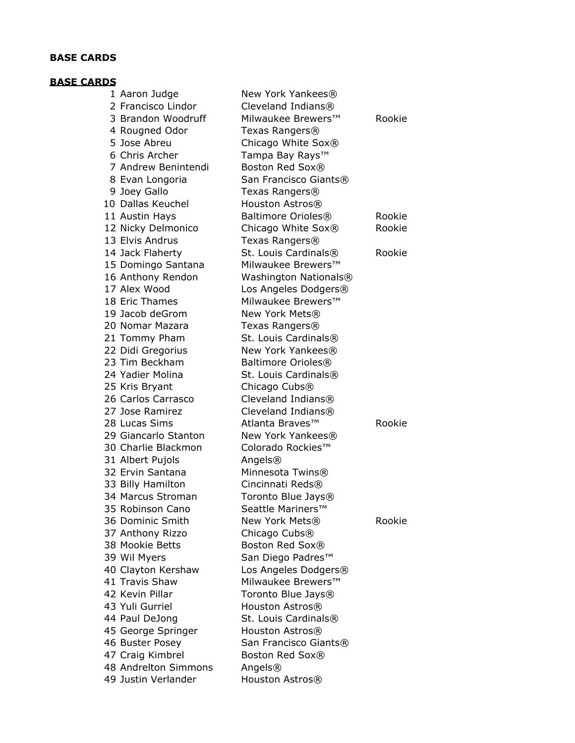**BASE CARDS**

**BASE CARDS**

| | | | |
|---|---|---|---|
| 1 | Aaron Judge | New York Yankees® | |
| 2 | Francisco Lindor | Cleveland Indians® | |
| 3 | Brandon Woodruff | Milwaukee Brewers™ | Rookie |
| 4 | Rougned Odor | Texas Rangers® | |
| 5 | Jose Abreu | Chicago White Sox® | |
| 6 | Chris Archer | Tampa Bay Rays™ | |
| 7 | Andrew Benintendi | Boston Red Sox® | |
| 8 | Evan Longoria | San Francisco Giants® | |
| 9 | Joey Gallo | Texas Rangers® | |
| 10 | Dallas Keuchel | Houston Astros® | |
| 11 | Austin Hays | Baltimore Orioles® | Rookie |
| 12 | Nicky Delmonico | Chicago White Sox® | Rookie |
| 13 | Elvis Andrus | Texas Rangers® | |
| 14 | Jack Flaherty | St. Louis Cardinals® | Rookie |
| 15 | Domingo Santana | Milwaukee Brewers™ | |
| 16 | Anthony Rendon | Washington Nationals® | |
| 17 | Alex Wood | Los Angeles Dodgers® | |
| 18 | Eric Thames | Milwaukee Brewers™ | |
| 19 | Jacob deGrom | New York Mets® | |
| 20 | Nomar Mazara | Texas Rangers® | |
| 21 | Tommy Pham | St. Louis Cardinals® | |
| 22 | Didi Gregorius | New York Yankees® | |
| 23 | Tim Beckham | Baltimore Orioles® | |
| 24 | Yadier Molina | St. Louis Cardinals® | |
| 25 | Kris Bryant | Chicago Cubs® | |
| 26 | Carlos Carrasco | Cleveland Indians® | |
| 27 | Jose Ramirez | Cleveland Indians® | |
| 28 | Lucas Sims | Atlanta Braves™ | Rookie |
| 29 | Giancarlo Stanton | New York Yankees® | |
| 30 | Charlie Blackmon | Colorado Rockies™ | |
| 31 | Albert Pujols | Angels® | |
| 32 | Ervin Santana | Minnesota Twins® | |
| 33 | Billy Hamilton | Cincinnati Reds® | |
| 34 | Marcus Stroman | Toronto Blue Jays® | |
| 35 | Robinson Cano | Seattle Mariners™ | |
| 36 | Dominic Smith | New York Mets® | Rookie |
| 37 | Anthony Rizzo | Chicago Cubs® | |
| 38 | Mookie Betts | Boston Red Sox® | |
| 39 | Wil Myers | San Diego Padres™ | |
| 40 | Clayton Kershaw | Los Angeles Dodgers® | |
| 41 | Travis Shaw | Milwaukee Brewers™ | |
| 42 | Kevin Pillar | Toronto Blue Jays® | |
| 43 | Yuli Gurriel | Houston Astros® | |
| 44 | Paul DeJong | St. Louis Cardinals® | |
| 45 | George Springer | Houston Astros® | |
| 46 | Buster Posey | San Francisco Giants® | |
| 47 | Craig Kimbrel | Boston Red Sox® | |
| 48 | Andrelton Simmons | Angels® | |
| 49 | Justin Verlander | Houston Astros® | |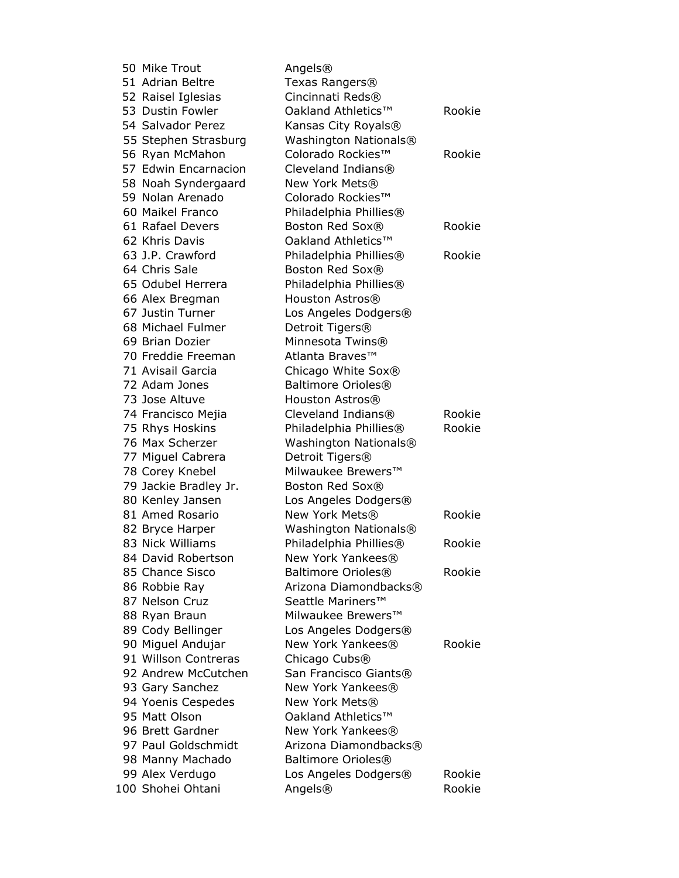| | | | |
|---|---|---|---|
| 50 | Mike Trout | Angels® | |
| 51 | Adrian Beltre | Texas Rangers® | |
| 52 | Raisel Iglesias | Cincinnati Reds® | |
| 53 | Dustin Fowler | Oakland Athletics™ | Rookie |
| 54 | Salvador Perez | Kansas City Royals® | |
| 55 | Stephen Strasburg | Washington Nationals® | |
| 56 | Ryan McMahon | Colorado Rockies™ | Rookie |
| 57 | Edwin Encarnacion | Cleveland Indians® | |
| 58 | Noah Syndergaard | New York Mets® | |
| 59 | Nolan Arenado | Colorado Rockies™ | |
| 60 | Maikel Franco | Philadelphia Phillies® | |
| 61 | Rafael Devers | Boston Red Sox® | Rookie |
| 62 | Khris Davis | Oakland Athletics™ | |
| 63 | J.P. Crawford | Philadelphia Phillies® | Rookie |
| 64 | Chris Sale | Boston Red Sox® | |
| 65 | Odubel Herrera | Philadelphia Phillies® | |
| 66 | Alex Bregman | Houston Astros® | |
| 67 | Justin Turner | Los Angeles Dodgers® | |
| 68 | Michael Fulmer | Detroit Tigers® | |
| 69 | Brian Dozier | Minnesota Twins® | |
| 70 | Freddie Freeman | Atlanta Braves™ | |
| 71 | Avisail Garcia | Chicago White Sox® | |
| 72 | Adam Jones | Baltimore Orioles® | |
| 73 | Jose Altuve | Houston Astros® | |
| 74 | Francisco Mejia | Cleveland Indians® | Rookie |
| 75 | Rhys Hoskins | Philadelphia Phillies® | Rookie |
| 76 | Max Scherzer | Washington Nationals® | |
| 77 | Miguel Cabrera | Detroit Tigers® | |
| 78 | Corey Knebel | Milwaukee Brewers™ | |
| 79 | Jackie Bradley Jr. | Boston Red Sox® | |
| 80 | Kenley Jansen | Los Angeles Dodgers® | |
| 81 | Amed Rosario | New York Mets® | Rookie |
| 82 | Bryce Harper | Washington Nationals® | |
| 83 | Nick Williams | Philadelphia Phillies® | Rookie |
| 84 | David Robertson | New York Yankees® | |
| 85 | Chance Sisco | Baltimore Orioles® | Rookie |
| 86 | Robbie Ray | Arizona Diamondbacks® | |
| 87 | Nelson Cruz | Seattle Mariners™ | |
| 88 | Ryan Braun | Milwaukee Brewers™ | |
| 89 | Cody Bellinger | Los Angeles Dodgers® | |
| 90 | Miguel Andujar | New York Yankees® | Rookie |
| 91 | Willson Contreras | Chicago Cubs® | |
| 92 | Andrew McCutchen | San Francisco Giants® | |
| 93 | Gary Sanchez | New York Yankees® | |
| 94 | Yoenis Cespedes | New York Mets® | |
| 95 | Matt Olson | Oakland Athletics™ | |
| 96 | Brett Gardner | New York Yankees® | |
| 97 | Paul Goldschmidt | Arizona Diamondbacks® | |
| 98 | Manny Machado | Baltimore Orioles® | |
| 99 | Alex Verdugo | Los Angeles Dodgers® | Rookie |
| 100 | Shohei Ohtani | Angels® | Rookie |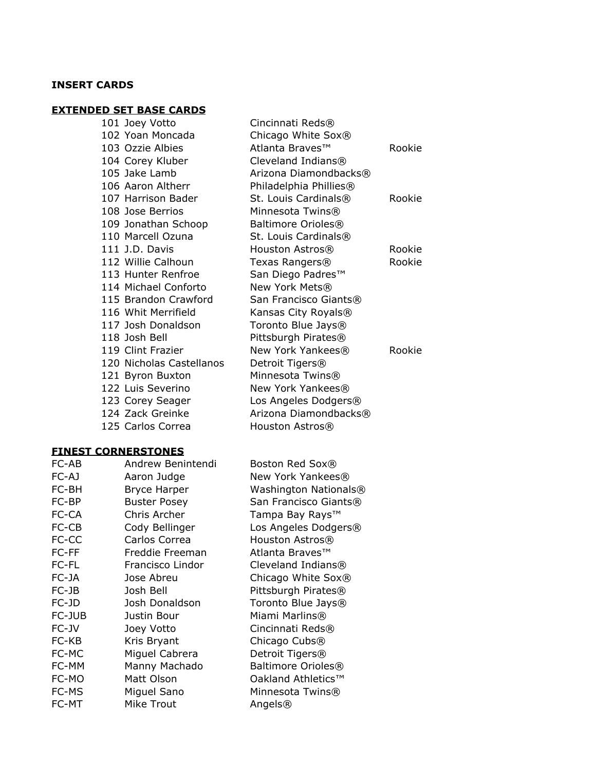**INSERT CARDS**

**EXTENDED SET BASE CARDS**

| | | | |
|---|---|---|---|
| 101 | Joey Votto | Cincinnati Reds® | |
| 102 | Yoan Moncada | Chicago White Sox® | |
| 103 | Ozzie Albies | Atlanta Braves™ | Rookie |
| 104 | Corey Kluber | Cleveland Indians® | |
| 105 | Jake Lamb | Arizona Diamondbacks® | |
| 106 | Aaron Altherr | Philadelphia Phillies® | |
| 107 | Harrison Bader | St. Louis Cardinals® | Rookie |
| 108 | Jose Berrios | Minnesota Twins® | |
| 109 | Jonathan Schoop | Baltimore Orioles® | |
| 110 | Marcell Ozuna | St. Louis Cardinals® | |
| 111 | J.D. Davis | Houston Astros® | Rookie |
| 112 | Willie Calhoun | Texas Rangers® | Rookie |
| 113 | Hunter Renfroe | San Diego Padres™ | |
| 114 | Michael Conforto | New York Mets® | |
| 115 | Brandon Crawford | San Francisco Giants® | |
| 116 | Whit Merrifield | Kansas City Royals® | |
| 117 | Josh Donaldson | Toronto Blue Jays® | |
| 118 | Josh Bell | Pittsburgh Pirates® | |
| 119 | Clint Frazier | New York Yankees® | Rookie |
| 120 | Nicholas Castellanos | Detroit Tigers® | |
| 121 | Byron Buxton | Minnesota Twins® | |
| 122 | Luis Severino | New York Yankees® | |
| 123 | Corey Seager | Los Angeles Dodgers® | |
| 124 | Zack Greinke | Arizona Diamondbacks® | |
| 125 | Carlos Correa | Houston Astros® | |

**FINEST CORNERSTONES**

| | | |
|---|---|---|
| FC-AB | Andrew Benintendi | Boston Red Sox® |
| FC-AJ | Aaron Judge | New York Yankees® |
| FC-BH | Bryce Harper | Washington Nationals® |
| FC-BP | Buster Posey | San Francisco Giants® |
| FC-CA | Chris Archer | Tampa Bay Rays™ |
| FC-CB | Cody Bellinger | Los Angeles Dodgers® |
| FC-CC | Carlos Correa | Houston Astros® |
| FC-FF | Freddie Freeman | Atlanta Braves™ |
| FC-FL | Francisco Lindor | Cleveland Indians® |
| FC-JA | Jose Abreu | Chicago White Sox® |
| FC-JB | Josh Bell | Pittsburgh Pirates® |
| FC-JD | Josh Donaldson | Toronto Blue Jays® |
| FC-JUB | Justin Bour | Miami Marlins® |
| FC-JV | Joey Votto | Cincinnati Reds® |
| FC-KB | Kris Bryant | Chicago Cubs® |
| FC-MC | Miguel Cabrera | Detroit Tigers® |
| FC-MM | Manny Machado | Baltimore Orioles® |
| FC-MO | Matt Olson | Oakland Athletics™ |
| FC-MS | Miguel Sano | Minnesota Twins® |
| FC-MT | Mike Trout | Angels® |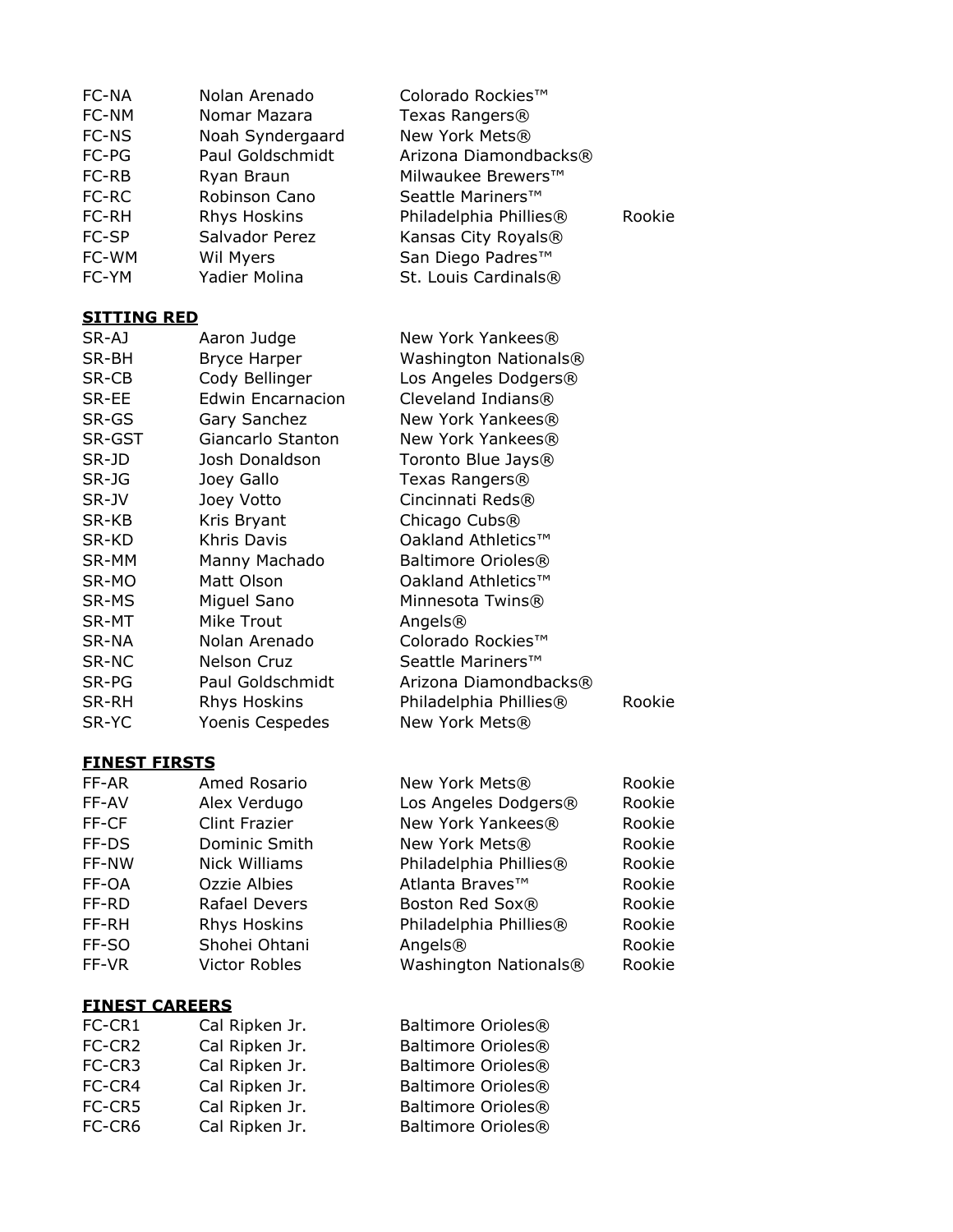| | | | |
|---|---|---|---|
| FC-NA | Nolan Arenado | Colorado Rockies™ | |
| FC-NM | Nomar Mazara | Texas Rangers® | |
| FC-NS | Noah Syndergaard | New York Mets® | |
| FC-PG | Paul Goldschmidt | Arizona Diamondbacks® | |
| FC-RB | Ryan Braun | Milwaukee Brewers™ | |
| FC-RC | Robinson Cano | Seattle Mariners™ | |
| FC-RH | Rhys Hoskins | Philadelphia Phillies® | Rookie |
| FC-SP | Salvador Perez | Kansas City Royals® | |
| FC-WM | Wil Myers | San Diego Padres™ | |
| FC-YM | Yadier Molina | St. Louis Cardinals® | |

**SITTING RED**

| | | | |
|---|---|---|---|
| SR-AJ | Aaron Judge | New York Yankees® | |
| SR-BH | Bryce Harper | Washington Nationals® | |
| SR-CB | Cody Bellinger | Los Angeles Dodgers® | |
| SR-EE | Edwin Encarnacion | Cleveland Indians® | |
| SR-GS | Gary Sanchez | New York Yankees® | |
| SR-GST | Giancarlo Stanton | New York Yankees® | |
| SR-JD | Josh Donaldson | Toronto Blue Jays® | |
| SR-JG | Joey Gallo | Texas Rangers® | |
| SR-JV | Joey Votto | Cincinnati Reds® | |
| SR-KB | Kris Bryant | Chicago Cubs® | |
| SR-KD | Khris Davis | Oakland Athletics™ | |
| SR-MM | Manny Machado | Baltimore Orioles® | |
| SR-MO | Matt Olson | Oakland Athletics™ | |
| SR-MS | Miguel Sano | Minnesota Twins® | |
| SR-MT | Mike Trout | Angels® | |
| SR-NA | Nolan Arenado | Colorado Rockies™ | |
| SR-NC | Nelson Cruz | Seattle Mariners™ | |
| SR-PG | Paul Goldschmidt | Arizona Diamondbacks® | |
| SR-RH | Rhys Hoskins | Philadelphia Phillies® | Rookie |
| SR-YC | Yoenis Cespedes | New York Mets® | |

**FINEST FIRSTS**

| | | | |
|---|---|---|---|
| FF-AR | Amed Rosario | New York Mets® | Rookie |
| FF-AV | Alex Verdugo | Los Angeles Dodgers® | Rookie |
| FF-CF | Clint Frazier | New York Yankees® | Rookie |
| FF-DS | Dominic Smith | New York Mets® | Rookie |
| FF-NW | Nick Williams | Philadelphia Phillies® | Rookie |
| FF-OA | Ozzie Albies | Atlanta Braves™ | Rookie |
| FF-RD | Rafael Devers | Boston Red Sox® | Rookie |
| FF-RH | Rhys Hoskins | Philadelphia Phillies® | Rookie |
| FF-SO | Shohei Ohtani | Angels® | Rookie |
| FF-VR | Victor Robles | Washington Nationals® | Rookie |

**FINEST CAREERS**

| | | |
|---|---|---|
| FC-CR1 | Cal Ripken Jr. | Baltimore Orioles® |
| FC-CR2 | Cal Ripken Jr. | Baltimore Orioles® |
| FC-CR3 | Cal Ripken Jr. | Baltimore Orioles® |
| FC-CR4 | Cal Ripken Jr. | Baltimore Orioles® |
| FC-CR5 | Cal Ripken Jr. | Baltimore Orioles® |
| FC-CR6 | Cal Ripken Jr. | Baltimore Orioles® |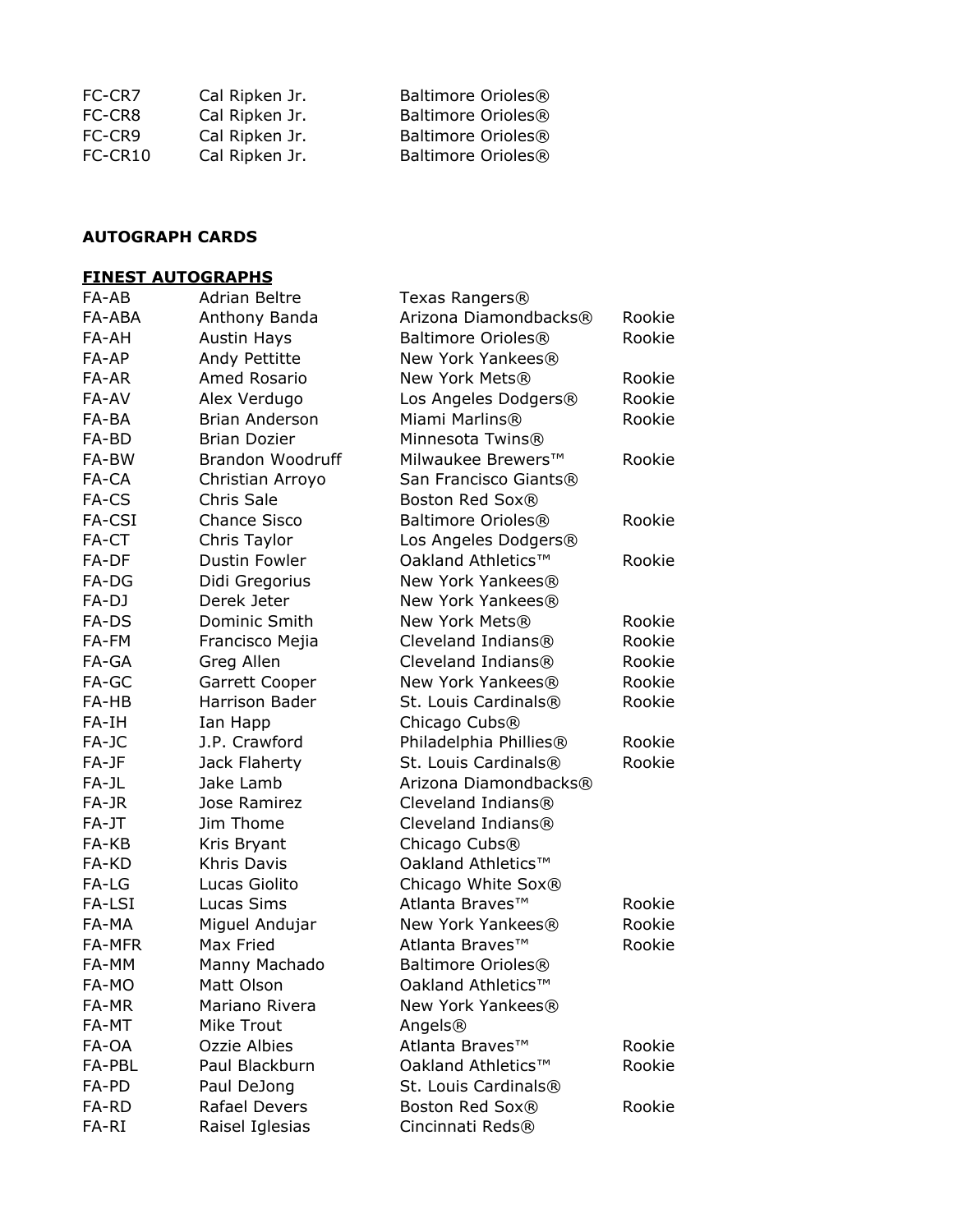| | | | |
|---|---|---|---|
| FC-CR7 | Cal Ripken Jr. | Baltimore Orioles® | |
| FC-CR8 | Cal Ripken Jr. | Baltimore Orioles® | |
| FC-CR9 | Cal Ripken Jr. | Baltimore Orioles® | |
| FC-CR10 | Cal Ripken Jr. | Baltimore Orioles® | |

**AUTOGRAPH CARDS**

**FINEST AUTOGRAPHS**

| | | | |
|---|---|---|---|
| FA-AB | Adrian Beltre | Texas Rangers® | |
| FA-ABA | Anthony Banda | Arizona Diamondbacks® | Rookie |
| FA-AH | Austin Hays | Baltimore Orioles® | Rookie |
| FA-AP | Andy Pettitte | New York Yankees® | |
| FA-AR | Amed Rosario | New York Mets® | Rookie |
| FA-AV | Alex Verdugo | Los Angeles Dodgers® | Rookie |
| FA-BA | Brian Anderson | Miami Marlins® | Rookie |
| FA-BD | Brian Dozier | Minnesota Twins® | |
| FA-BW | Brandon Woodruff | Milwaukee Brewers™ | Rookie |
| FA-CA | Christian Arroyo | San Francisco Giants® | |
| FA-CS | Chris Sale | Boston Red Sox® | |
| FA-CSI | Chance Sisco | Baltimore Orioles® | Rookie |
| FA-CT | Chris Taylor | Los Angeles Dodgers® | |
| FA-DF | Dustin Fowler | Oakland Athletics™ | Rookie |
| FA-DG | Didi Gregorius | New York Yankees® | |
| FA-DJ | Derek Jeter | New York Yankees® | |
| FA-DS | Dominic Smith | New York Mets® | Rookie |
| FA-FM | Francisco Mejia | Cleveland Indians® | Rookie |
| FA-GA | Greg Allen | Cleveland Indians® | Rookie |
| FA-GC | Garrett Cooper | New York Yankees® | Rookie |
| FA-HB | Harrison Bader | St. Louis Cardinals® | Rookie |
| FA-IH | Ian Happ | Chicago Cubs® | |
| FA-JC | J.P. Crawford | Philadelphia Phillies® | Rookie |
| FA-JF | Jack Flaherty | St. Louis Cardinals® | Rookie |
| FA-JL | Jake Lamb | Arizona Diamondbacks® | |
| FA-JR | Jose Ramirez | Cleveland Indians® | |
| FA-JT | Jim Thome | Cleveland Indians® | |
| FA-KB | Kris Bryant | Chicago Cubs® | |
| FA-KD | Khris Davis | Oakland Athletics™ | |
| FA-LG | Lucas Giolito | Chicago White Sox® | |
| FA-LSI | Lucas Sims | Atlanta Braves™ | Rookie |
| FA-MA | Miguel Andujar | New York Yankees® | Rookie |
| FA-MFR | Max Fried | Atlanta Braves™ | Rookie |
| FA-MM | Manny Machado | Baltimore Orioles® | |
| FA-MO | Matt Olson | Oakland Athletics™ | |
| FA-MR | Mariano Rivera | New York Yankees® | |
| FA-MT | Mike Trout | Angels® | |
| FA-OA | Ozzie Albies | Atlanta Braves™ | Rookie |
| FA-PBL | Paul Blackburn | Oakland Athletics™ | Rookie |
| FA-PD | Paul DeJong | St. Louis Cardinals® | |
| FA-RD | Rafael Devers | Boston Red Sox® | Rookie |
| FA-RI | Raisel Iglesias | Cincinnati Reds® | |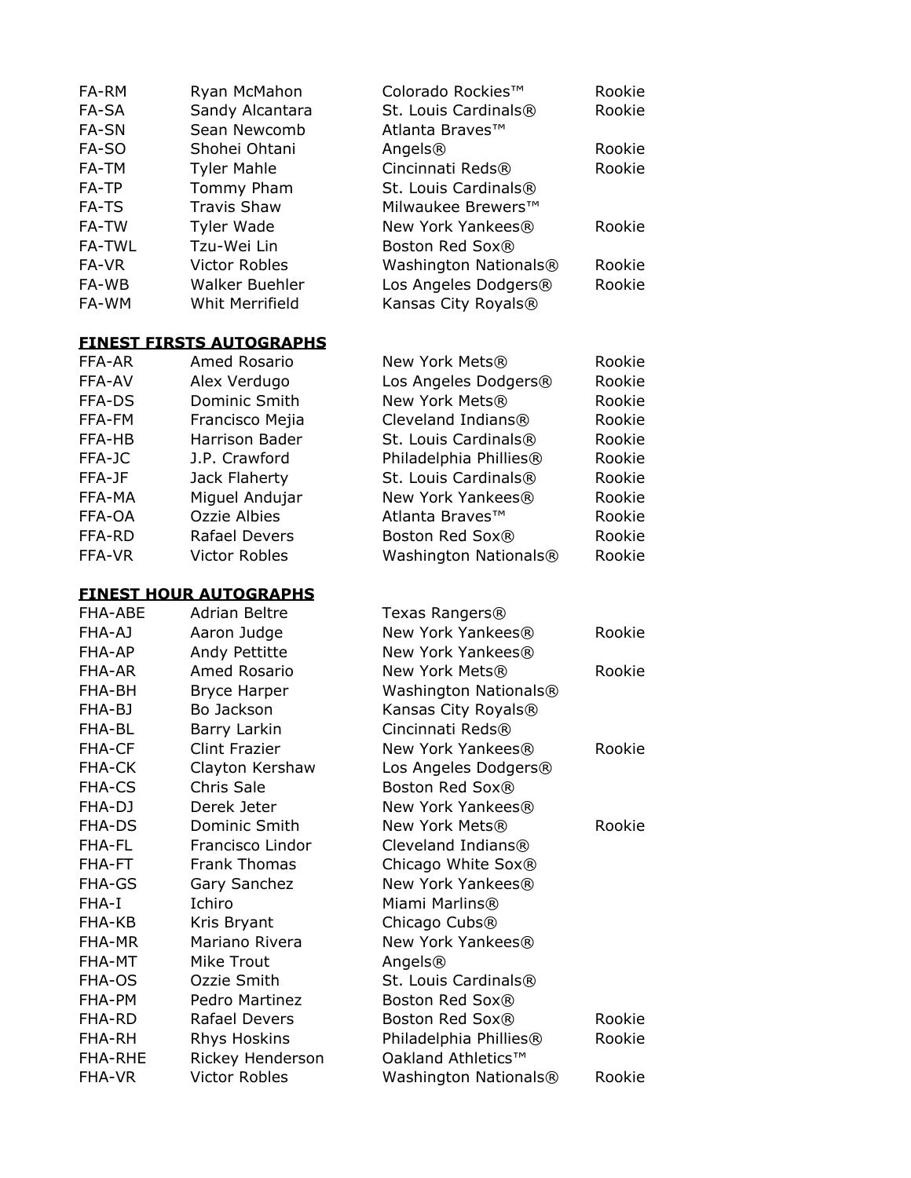| | | | |
|---|---|---|---|
| FA-RM | Ryan McMahon | Colorado Rockies™ | Rookie |
| FA-SA | Sandy Alcantara | St. Louis Cardinals® | Rookie |
| FA-SN | Sean Newcomb | Atlanta Braves™ | |
| FA-SO | Shohei Ohtani | Angels® | Rookie |
| FA-TM | Tyler Mahle | Cincinnati Reds® | Rookie |
| FA-TP | Tommy Pham | St. Louis Cardinals® | |
| FA-TS | Travis Shaw | Milwaukee Brewers™ | |
| FA-TW | Tyler Wade | New York Yankees® | Rookie |
| FA-TWL | Tzu-Wei Lin | Boston Red Sox® | |
| FA-VR | Victor Robles | Washington Nationals® | Rookie |
| FA-WB | Walker Buehler | Los Angeles Dodgers® | Rookie |
| FA-WM | Whit Merrifield | Kansas City Royals® | |

**FINEST FIRSTS AUTOGRAPHS**

| | | | |
|---|---|---|---|
| FFA-AR | Amed Rosario | New York Mets® | Rookie |
| FFA-AV | Alex Verdugo | Los Angeles Dodgers® | Rookie |
| FFA-DS | Dominic Smith | New York Mets® | Rookie |
| FFA-FM | Francisco Mejia | Cleveland Indians® | Rookie |
| FFA-HB | Harrison Bader | St. Louis Cardinals® | Rookie |
| FFA-JC | J.P. Crawford | Philadelphia Phillies® | Rookie |
| FFA-JF | Jack Flaherty | St. Louis Cardinals® | Rookie |
| FFA-MA | Miguel Andujar | New York Yankees® | Rookie |
| FFA-OA | Ozzie Albies | Atlanta Braves™ | Rookie |
| FFA-RD | Rafael Devers | Boston Red Sox® | Rookie |
| FFA-VR | Victor Robles | Washington Nationals® | Rookie |

**FINEST HOUR AUTOGRAPHS**

| | | | |
|---|---|---|---|
| FHA-ABE | Adrian Beltre | Texas Rangers® | |
| FHA-AJ | Aaron Judge | New York Yankees® | Rookie |
| FHA-AP | Andy Pettitte | New York Yankees® | |
| FHA-AR | Amed Rosario | New York Mets® | Rookie |
| FHA-BH | Bryce Harper | Washington Nationals® | |
| FHA-BJ | Bo Jackson | Kansas City Royals® | |
| FHA-BL | Barry Larkin | Cincinnati Reds® | |
| FHA-CF | Clint Frazier | New York Yankees® | Rookie |
| FHA-CK | Clayton Kershaw | Los Angeles Dodgers® | |
| FHA-CS | Chris Sale | Boston Red Sox® | |
| FHA-DJ | Derek Jeter | New York Yankees® | |
| FHA-DS | Dominic Smith | New York Mets® | Rookie |
| FHA-FL | Francisco Lindor | Cleveland Indians® | |
| FHA-FT | Frank Thomas | Chicago White Sox® | |
| FHA-GS | Gary Sanchez | New York Yankees® | |
| FHA-I | Ichiro | Miami Marlins® | |
| FHA-KB | Kris Bryant | Chicago Cubs® | |
| FHA-MR | Mariano Rivera | New York Yankees® | |
| FHA-MT | Mike Trout | Angels® | |
| FHA-OS | Ozzie Smith | St. Louis Cardinals® | |
| FHA-PM | Pedro Martinez | Boston Red Sox® | |
| FHA-RD | Rafael Devers | Boston Red Sox® | Rookie |
| FHA-RH | Rhys Hoskins | Philadelphia Phillies® | Rookie |
| FHA-RHE | Rickey Henderson | Oakland Athletics™ | |
| FHA-VR | Victor Robles | Washington Nationals® | Rookie |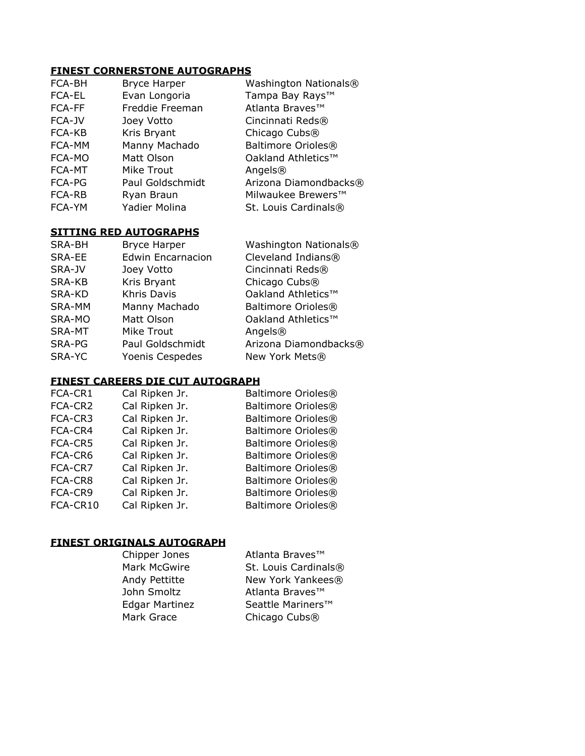**FINEST CORNERSTONE AUTOGRAPHS**

| | | |
|---|---|---|
| FCA-BH | Bryce Harper | Washington Nationals® |
| FCA-EL | Evan Longoria | Tampa Bay Rays™ |
| FCA-FF | Freddie Freeman | Atlanta Braves™ |
| FCA-JV | Joey Votto | Cincinnati Reds® |
| FCA-KB | Kris Bryant | Chicago Cubs® |
| FCA-MM | Manny Machado | Baltimore Orioles® |
| FCA-MO | Matt Olson | Oakland Athletics™ |
| FCA-MT | Mike Trout | Angels® |
| FCA-PG | Paul Goldschmidt | Arizona Diamondbacks® |
| FCA-RB | Ryan Braun | Milwaukee Brewers™ |
| FCA-YM | Yadier Molina | St. Louis Cardinals® |

**SITTING RED AUTOGRAPHS**

| | | |
|---|---|---|
| SRA-BH | Bryce Harper | Washington Nationals® |
| SRA-EE | Edwin Encarnacion | Cleveland Indians® |
| SRA-JV | Joey Votto | Cincinnati Reds® |
| SRA-KB | Kris Bryant | Chicago Cubs® |
| SRA-KD | Khris Davis | Oakland Athletics™ |
| SRA-MM | Manny Machado | Baltimore Orioles® |
| SRA-MO | Matt Olson | Oakland Athletics™ |
| SRA-MT | Mike Trout | Angels® |
| SRA-PG | Paul Goldschmidt | Arizona Diamondbacks® |
| SRA-YC | Yoenis Cespedes | New York Mets® |

**FINEST CAREERS DIE CUT AUTOGRAPH**

| | | |
|---|---|---|
| FCA-CR1 | Cal Ripken Jr. | Baltimore Orioles® |
| FCA-CR2 | Cal Ripken Jr. | Baltimore Orioles® |
| FCA-CR3 | Cal Ripken Jr. | Baltimore Orioles® |
| FCA-CR4 | Cal Ripken Jr. | Baltimore Orioles® |
| FCA-CR5 | Cal Ripken Jr. | Baltimore Orioles® |
| FCA-CR6 | Cal Ripken Jr. | Baltimore Orioles® |
| FCA-CR7 | Cal Ripken Jr. | Baltimore Orioles® |
| FCA-CR8 | Cal Ripken Jr. | Baltimore Orioles® |
| FCA-CR9 | Cal Ripken Jr. | Baltimore Orioles® |
| FCA-CR10 | Cal Ripken Jr. | Baltimore Orioles® |

**FINEST ORIGINALS AUTOGRAPH**

| | | |
|---|---|---|
| | Chipper Jones | Atlanta Braves™ |
| | Mark McGwire | St. Louis Cardinals® |
| | Andy Pettitte | New York Yankees® |
| | John Smoltz | Atlanta Braves™ |
| | Edgar Martinez | Seattle Mariners™ |
| | Mark Grace | Chicago Cubs® |